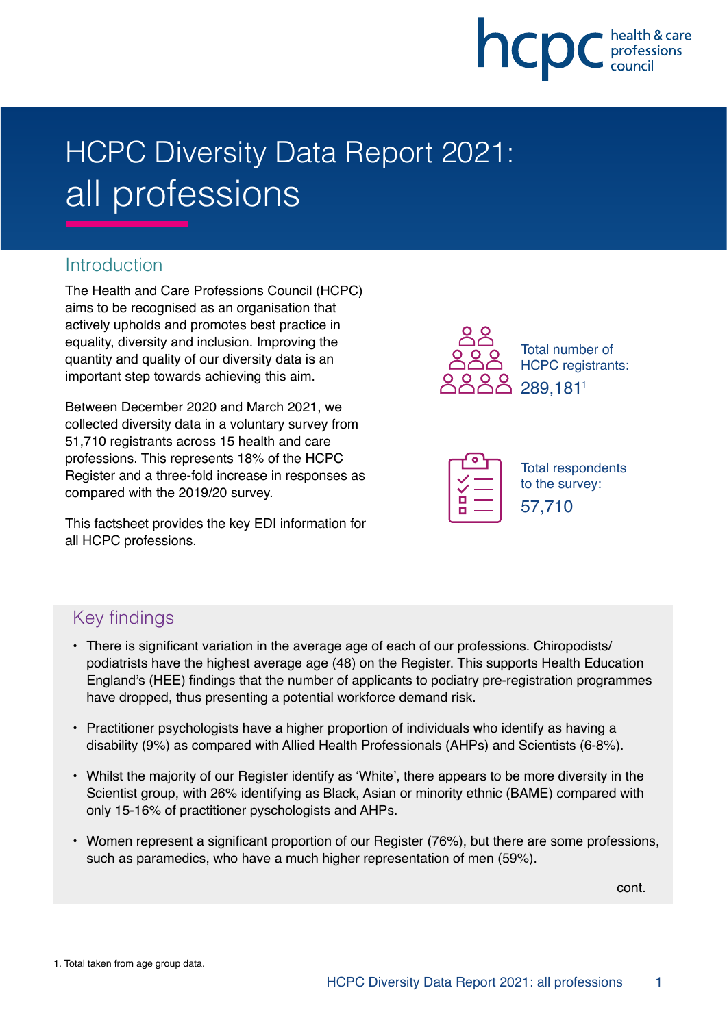hcpc health & care professions council

# HCPC Diversity Data Report 2021: all professions

## Introduction

The Health and Care Professions Council (HCPC) aims to be recognised as an organisation that actively upholds and promotes best practice in equality, diversity and inclusion. Improving the quantity and quality of our diversity data is an important step towards achieving this aim.

Between December 2020 and March 2021, we collected diversity data in a voluntary survey from 51,710 registrants across 15 health and care professions. This represents 18% of the HCPC Register and a three-fold increase in responses as compared with the 2019/20 survey.

This factsheet provides the key EDI information for all HCPC professions.

Total number of HCPC registrants: 289,181[1]

Total respondents to the survey: 57,710

## Key findings

- There is significant variation in the average age of each of our professions. Chiropodists/podiatrists have the highest average age (48) on the Register. This supports Health Education England's (HEE) findings that the number of applicants to podiatry pre-registration programmes have dropped, thus presenting a potential workforce demand risk.
- Practitioner psychologists have a higher proportion of individuals who identify as having a disability (9%) as compared with Allied Health Professionals (AHPs) and Scientists (6-8%).
- Whilst the majority of our Register identify as 'White', there appears to be more diversity in the Scientist group, with 26% identifying as Black, Asian or minority ethnic (BAME) compared with only 15-16% of practitioner pyschologists and AHPs.
- Women represent a significant proportion of our Register (76%), but there are some professions, such as paramedics, who have a much higher representation of men (59%).

cont.

1. Total taken from age group data.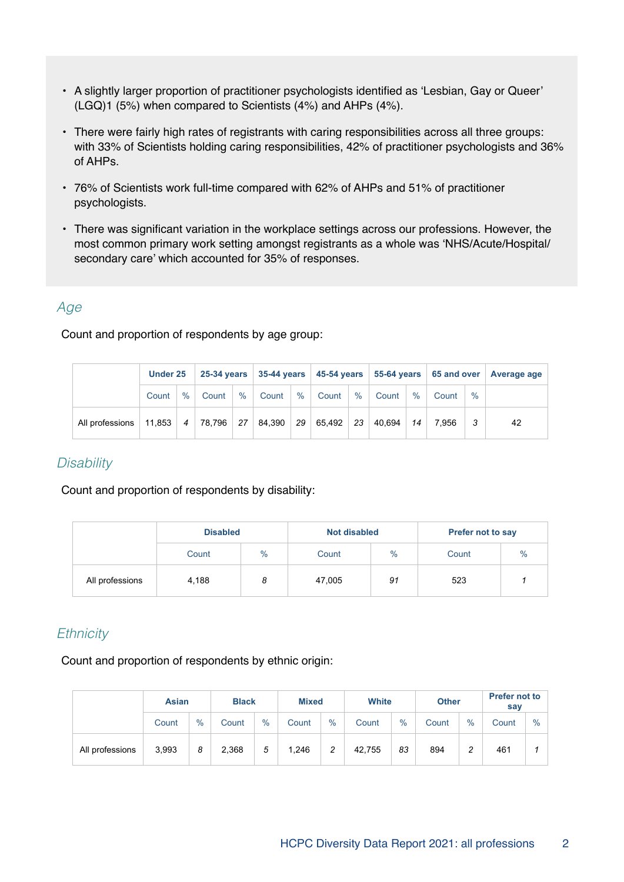- A slightly larger proportion of practitioner psychologists identified as 'Lesbian, Gay or Queer' (LGQ)1 (5%) when compared to Scientists (4%) and AHPs (4%).
- There were fairly high rates of registrants with caring responsibilities across all three groups: with 33% of Scientists holding caring responsibilities, 42% of practitioner psychologists and 36% of AHPs.
- 76% of Scientists work full-time compared with 62% of AHPs and 51% of practitioner psychologists.
- There was significant variation in the workplace settings across our professions. However, the most common primary work setting amongst registrants as a whole was 'NHS/Acute/Hospital/secondary care' which accounted for 35% of responses.

## *Age*

Count and proportion of respondents by age group:

| | Under 25 | | 25-34 years | | 35-44 years | | 45-54 years | | 55-64 years | | 65 and over | | Average age |
|---|---|---|---|---|---|---|---|---|---|---|---|---|---|
| | Count | % | Count | % | Count | % | Count | % | Count | % | Count | % | |
| All professions | 11,853 | *4* | 78,796 | *27* | 84,390 | *29* | 65,492 | *23* | 40,694 | *14* | 7,956 | *3* | 42 |

## *Disability*

Count and proportion of respondents by disability:

| | Disabled | | Not disabled | | Prefer not to say | |
|---|---|---|---|---|---|---|
| | Count | % | Count | % | Count | % |
| All professions | 4,188 | *8* | 47,005 | *91* | 523 | *1* |

## *Ethnicity*

Count and proportion of respondents by ethnic origin:

| | Asian | | Black | | Mixed | | White | | Other | | Prefer not to say | |
|---|---|---|---|---|---|---|---|---|---|---|---|---|
| | Count | % | Count | % | Count | % | Count | % | Count | % | Count | % |
| All professions | 3,993 | *8* | 2,368 | *5* | 1,246 | *2* | 42,755 | *83* | 894 | *2* | 461 | *1* |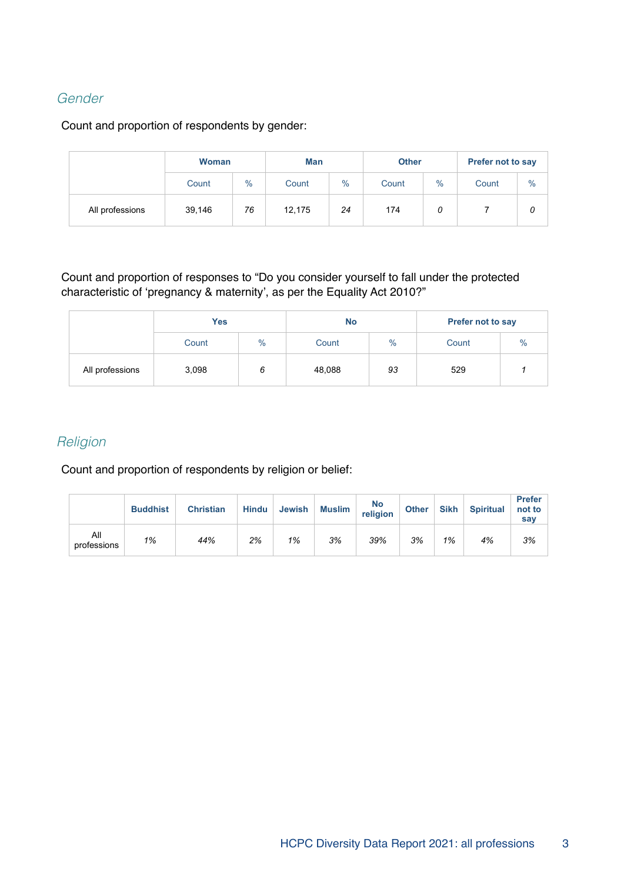## *Gender*

Count and proportion of respondents by gender:

| | Woman | | Man | | Other | | Prefer not to say | |
|---|---|---|---|---|---|---|---|---|
| | Count | % | Count | % | Count | % | Count | % |
| All professions | 39,146 | *76* | 12,175 | *24* | 174 | *0* | 7 | *0* |

Count and proportion of responses to “Do you consider yourself to fall under the protected characteristic of ‘pregnancy & maternity’, as per the Equality Act 2010?”

| | Yes | | No | | Prefer not to say | |
|---|---|---|---|---|---|---|
| | Count | % | Count | % | Count | % |
| All professions | 3,098 | *6* | 48,088 | *93* | 529 | *1* |

## *Religion*

Count and proportion of respondents by religion or belief:

| | Buddhist | Christian | Hindu | Jewish | Muslim | No religion | Other | Sikh | Spiritual | Prefer not to say |
|---|---|---|---|---|---|---|---|---|---|---|
| All professions | *1%* | *44%* | *2%* | *1%* | *3%* | *39%* | *3%* | *1%* | *4%* | *3%* |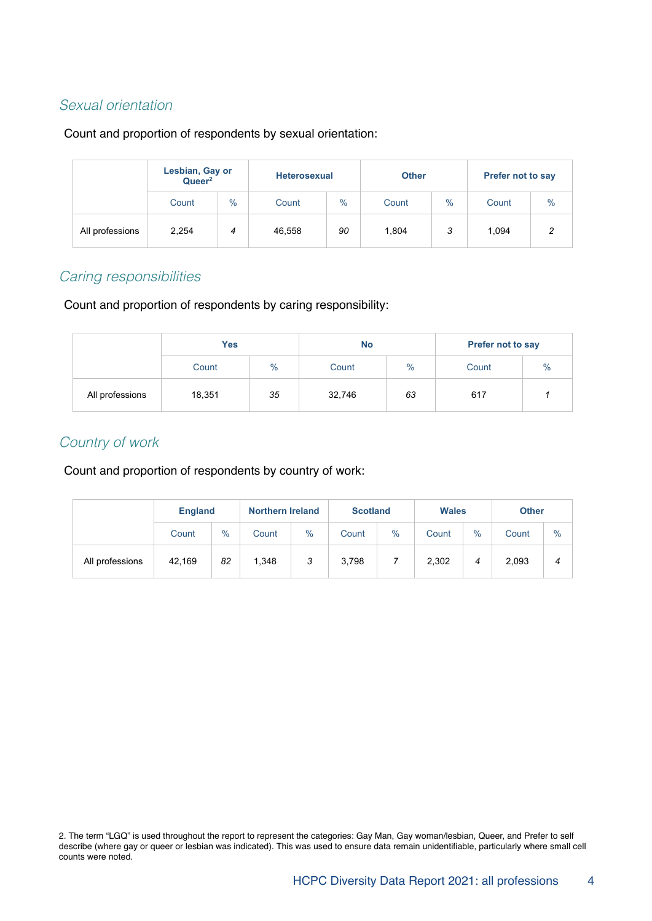## *Sexual orientation*

Count and proportion of respondents by sexual orientation:

| | Lesbian, Gay or Queer[2] | | Heterosexual | | Other | | Prefer not to say | |
|---|---|---|---|---|---|---|---|---|
| | Count | % | Count | % | Count | % | Count | % |
| All professions | 2,254 | *4* | 46,558 | *90* | 1,804 | *3* | 1,094 | *2* |

## *Caring responsibilities*

Count and proportion of respondents by caring responsibility:

| | Yes | | No | | Prefer not to say | |
|---|---|---|---|---|---|---|
| | Count | % | Count | % | Count | % |
| All professions | 18,351 | *35* | 32,746 | *63* | 617 | *1* |

## *Country of work*

Count and proportion of respondents by country of work:

| | England | | Northern Ireland | | Scotland | | Wales | | Other | |
|---|---|---|---|---|---|---|---|---|---|---|
| | Count | % | Count | % | Count | % | Count | % | Count | % |
| All professions | 42,169 | *82* | 1,348 | *3* | 3,798 | *7* | 2,302 | *4* | 2,093 | *4* |

2. The term "LGQ" is used throughout the report to represent the categories: Gay Man, Gay woman/lesbian, Queer, and Prefer to self describe (where gay or queer or lesbian was indicated). This was used to ensure data remain unidentifiable, particularly where small cell counts were noted.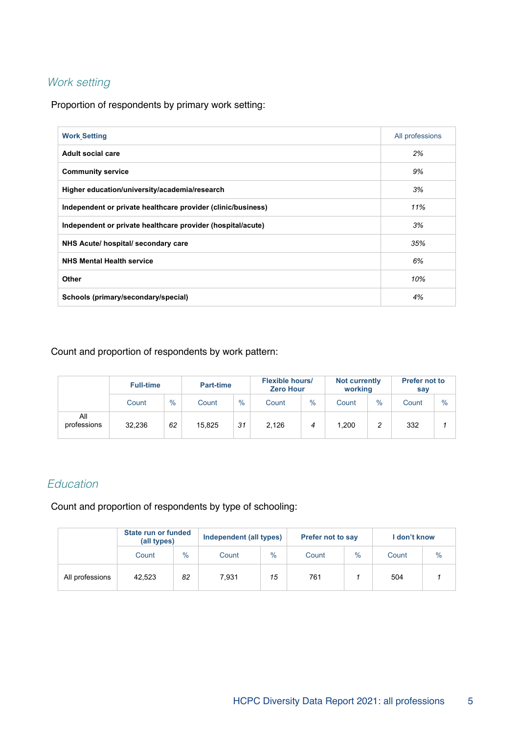## *Work setting*

Proportion of respondents by primary work setting:

| **Work Setting** | All professions |
|---|---|
| **Adult social care** | *2%* |
| **Community service** | *9%* |
| **Higher education/university/academia/research** | *3%* |
| **Independent or private healthcare provider (clinic/business)** | *11%* |
| **Independent or private healthcare provider (hospital/acute)** | *3%* |
| **NHS Acute/ hospital/ secondary care** | *35%* |
| **NHS Mental Health service** | *6%* |
| **Other** | *10%* |
| **Schools (primary/secondary/special)** | *4%* |

Count and proportion of respondents by work pattern:

| | **Full-time** | | **Part-time** | | **Flexible hours/ Zero Hour** | | **Not currently working** | | **Prefer not to say** | |
|---|---|---|---|---|---|---|---|---|---|---|
| | Count | % | Count | % | Count | % | Count | % | Count | % |
| All professions | 32,236 | *62* | 15,825 | *31* | 2,126 | *4* | 1,200 | *2* | 332 | *1* |

## *Education*

Count and proportion of respondents by type of schooling:

| | **State run or funded (all types)** | | **Independent (all types)** | | **Prefer not to say** | | **I don't know** | |
|---|---|---|---|---|---|---|---|---|
| | Count | % | Count | % | Count | % | Count | % |
| All professions | 42,523 | *82* | 7,931 | *15* | 761 | *1* | 504 | *1* |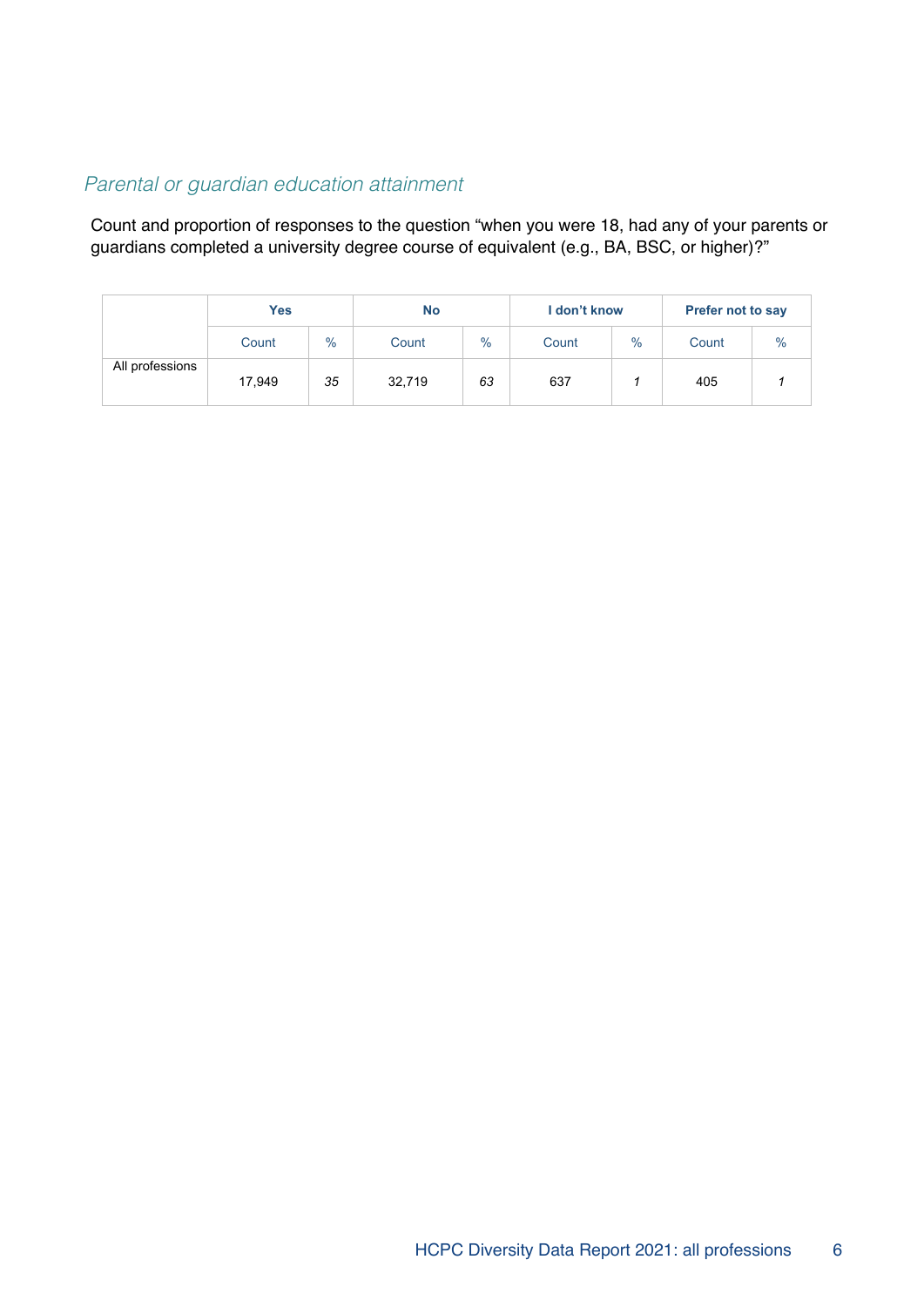## *Parental or guardian education attainment*

Count and proportion of responses to the question “when you were 18, had any of your parents or guardians completed a university degree course of equivalent (e.g., BA, BSC, or higher)?”

| | **Yes** | | **No** | | **I don’t know** | | **Prefer not to say** | |
|---|---|---|---|---|---|---|---|---|
| | Count | % | Count | % | Count | % | Count | % |
| All professions | 17,949 | *35* | 32,719 | *63* | 637 | *1* | 405 | *1* |